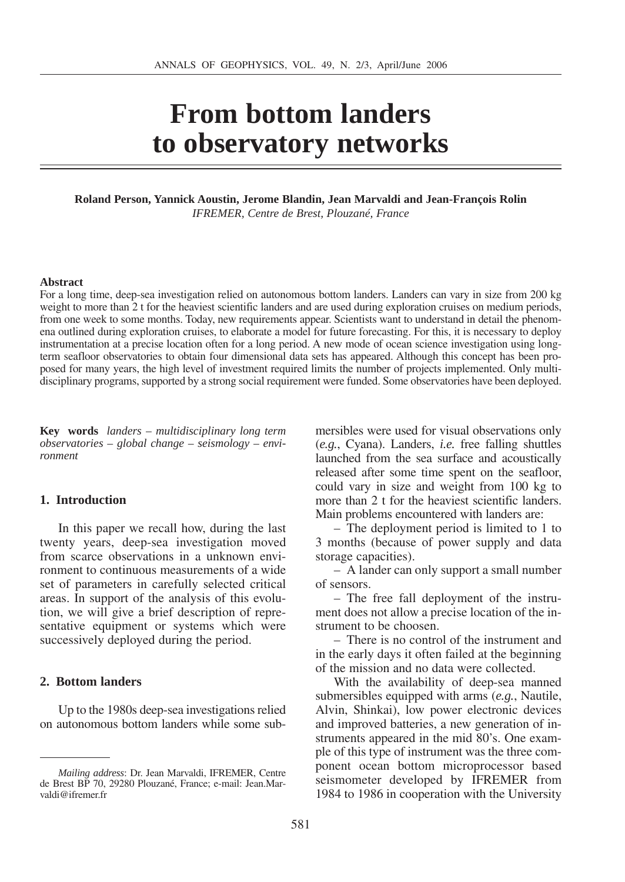# From bottom landers to observatory networks

**Roland Person, Yannick Aoustin, Jerome Blandin, Jean Marvaldi and Jean-François Rolin**
*IFREMER, Centre de Brest, Plouzané, France*

**Abstract**
For a long time, deep-sea investigation relied on autonomous bottom landers. Landers can vary in size from 200 kg weight to more than 2 t for the heaviest scientific landers and are used during exploration cruises on medium periods, from one week to some months. Today, new requirements appear. Scientists want to understand in detail the phenomena outlined during exploration cruises, to elaborate a model for future forecasting. For this, it is necessary to deploy instrumentation at a precise location often for a long period. A new mode of ocean science investigation using long-term seafloor observatories to obtain four dimensional data sets has appeared. Although this concept has been proposed for many years, the high level of investment required limits the number of projects implemented. Only multidisciplinary programs, supported by a strong social requirement were funded. Some observatories have been deployed.

**Key words** *landers – multidisciplinary long term observatories – global change – seismology – environment*

## 1. Introduction

In this paper we recall how, during the last twenty years, deep-sea investigation moved from scarce observations in a unknown environment to continuous measurements of a wide set of parameters in carefully selected critical areas. In support of the analysis of this evolution, we will give a brief description of representative equipment or systems which were successively deployed during the period.

## 2. Bottom landers

Up to the 1980s deep-sea investigations relied on autonomous bottom landers while some submersibles were used for visual observations only (*e.g.*, Cyana). Landers, *i.e.* free falling shuttles launched from the sea surface and acoustically released after some time spent on the seafloor, could vary in size and weight from 100 kg to more than 2 t for the heaviest scientific landers. Main problems encountered with landers are:

– The deployment period is limited to 1 to 3 months (because of power supply and data storage capacities).

– A lander can only support a small number of sensors.

– The free fall deployment of the instrument does not allow a precise location of the instrument to be choosen.

– There is no control of the instrument and in the early days it often failed at the beginning of the mission and no data were collected.

With the availability of deep-sea manned submersibles equipped with arms (*e.g.*, Nautile, Alvin, Shinkai), low power electronic devices and improved batteries, a new generation of instruments appeared in the mid 80's. One example of this type of instrument was the three component ocean bottom microprocessor based seismometer developed by IFREMER from 1984 to 1986 in cooperation with the University

---

*Mailing address*: Dr. Jean Marvaldi, IFREMER, Centre de Brest BP 70, 29280 Plouzané, France; e-mail: Jean.Marvaldi@ifremer.fr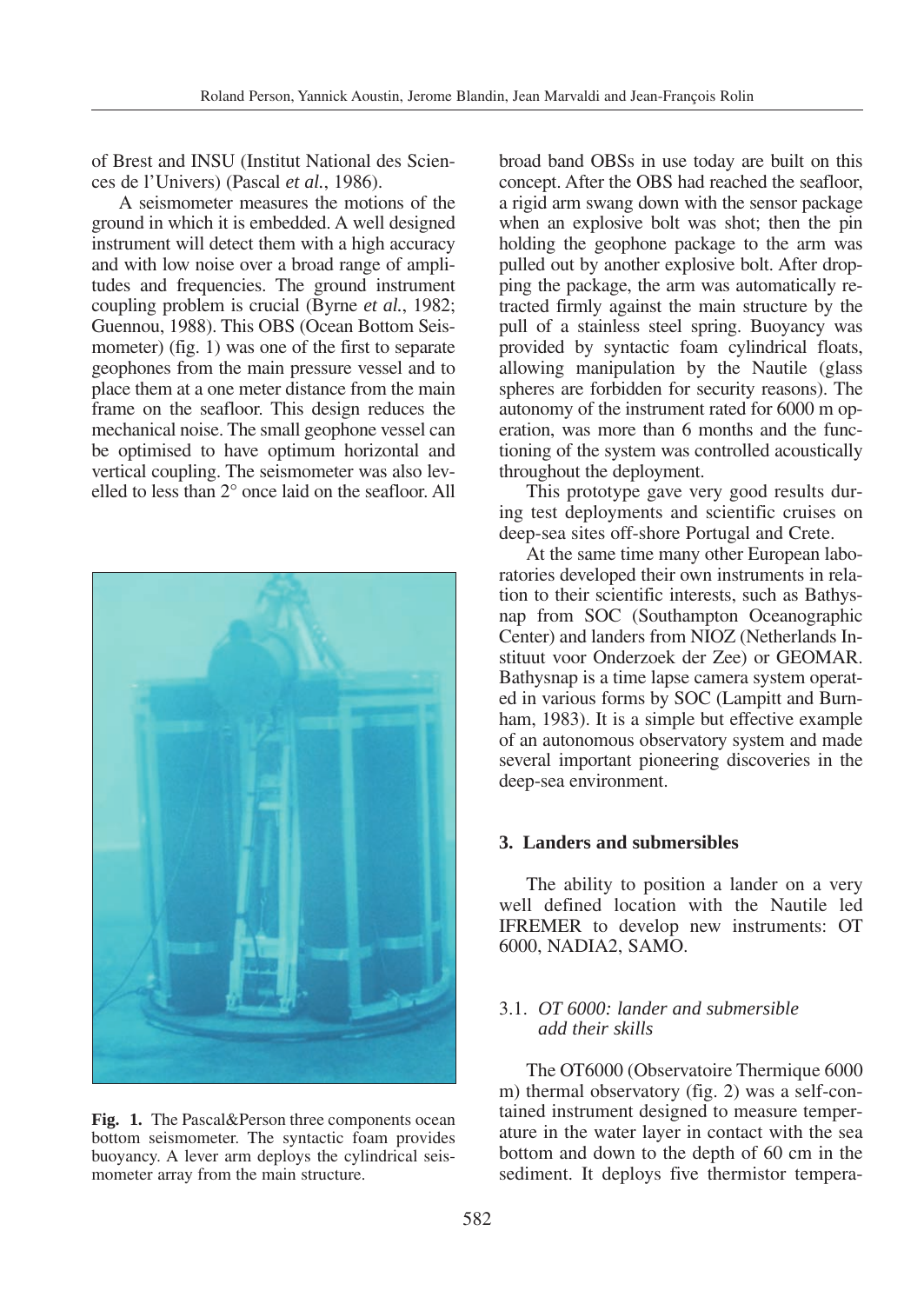of Brest and INSU (Institut National des Sciences de l'Univers) (Pascal *et al.*, 1986).

A seismometer measures the motions of the ground in which it is embedded. A well designed instrument will detect them with a high accuracy and with low noise over a broad range of amplitudes and frequencies. The ground instrument coupling problem is crucial (Byrne *et al.*, 1982; Guennou, 1988). This OBS (Ocean Bottom Seismometer) (fig. 1) was one of the first to separate geophones from the main pressure vessel and to place them at a one meter distance from the main frame on the seafloor. This design reduces the mechanical noise. The small geophone vessel can be optimised to have optimum horizontal and vertical coupling. The seismometer was also levelled to less than 2° once laid on the seafloor. All broad band OBSs in use today are built on this concept. After the OBS had reached the seafloor, a rigid arm swang down with the sensor package when an explosive bolt was shot; then the pin holding the geophone package to the arm was pulled out by another explosive bolt. After dropping the package, the arm was automatically retracted firmly against the main structure by the pull of a stainless steel spring. Buoyancy was provided by syntactic foam cylindrical floats, allowing manipulation by the Nautile (glass spheres are forbidden for security reasons). The autonomy of the instrument rated for 6000 m operation, was more than 6 months and the functioning of the system was controlled acoustically throughout the deployment.

**Fig. 1.** The Pascal&Person three components ocean bottom seismometer. The syntactic foam provides buoyancy. A lever arm deploys the cylindrical seismometer array from the main structure.

This prototype gave very good results during test deployments and scientific cruises on deep-sea sites off-shore Portugal and Crete.

At the same time many other European laboratories developed their own instruments in relation to their scientific interests, such as Bathysnap from SOC (Southampton Oceanographic Center) and landers from NIOZ (Netherlands Instituut voor Onderzoek der Zee) or GEOMAR. Bathysnap is a time lapse camera system operated in various forms by SOC (Lampitt and Burnham, 1983). It is a simple but effective example of an autonomous observatory system and made several important pioneering discoveries in the deep-sea environment.

## 3. Landers and submersibles

The ability to position a lander on a very well defined location with the Nautile led IFREMER to develop new instruments: OT 6000, NADIA2, SAMO.

### 3.1. *OT 6000: lander and submersible add their skills*

The OT6000 (Observatoire Thermique 6000 m) thermal observatory (fig. 2) was a self-contained instrument designed to measure temperature in the water layer in contact with the sea bottom and down to the depth of 60 cm in the sediment. It deploys five thermistor tempera-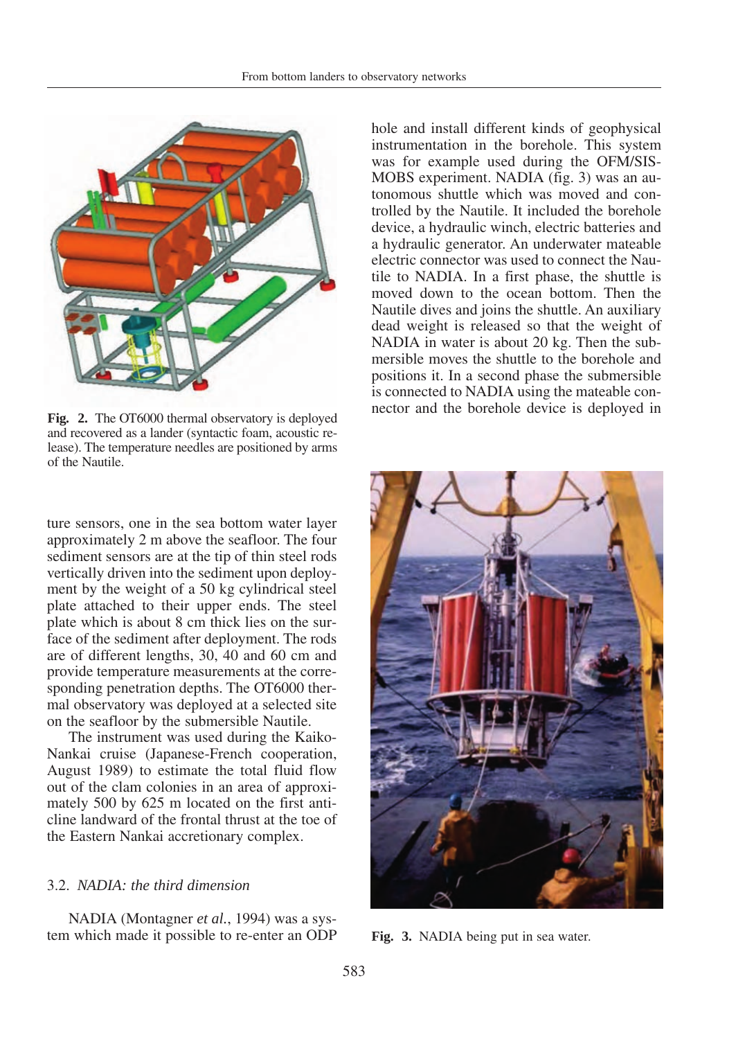**Fig. 2.** The OT6000 thermal observatory is deployed and recovered as a lander (syntactic foam, acoustic release). The temperature needles are positioned by arms of the Nautile.

ture sensors, one in the sea bottom water layer approximately 2 m above the seafloor. The four sediment sensors are at the tip of thin steel rods vertically driven into the sediment upon deployment by the weight of a 50 kg cylindrical steel plate attached to their upper ends. The steel plate which is about 8 cm thick lies on the surface of the sediment after deployment. The rods are of different lengths, 30, 40 and 60 cm and provide temperature measurements at the corresponding penetration depths. The OT6000 thermal observatory was deployed at a selected site on the seafloor by the submersible Nautile.

The instrument was used during the Kaiko-Nankai cruise (Japanese-French cooperation, August 1989) to estimate the total fluid flow out of the clam colonies in an area of approximately 500 by 625 m located on the first anticline landward of the frontal thrust at the toe of the Eastern Nankai accretionary complex.

### 3.2. *NADIA: the third dimension*

NADIA (Montagner *et al.*, 1994) was a system which made it possible to re-enter an ODP hole and install different kinds of geophysical instrumentation in the borehole. This system was for example used during the OFM/SISMOBS experiment. NADIA (fig. 3) was an autonomous shuttle which was moved and controlled by the Nautile. It included the borehole device, a hydraulic winch, electric batteries and a hydraulic generator. An underwater mateable electric connector was used to connect the Nautile to NADIA. In a first phase, the shuttle is moved down to the ocean bottom. Then the Nautile dives and joins the shuttle. An auxiliary dead weight is released so that the weight of NADIA in water is about 20 kg. Then the submersible moves the shuttle to the borehole and positions it. In a second phase the submersible is connected to NADIA using the mateable connector and the borehole device is deployed in

**Fig. 3.** NADIA being put in sea water.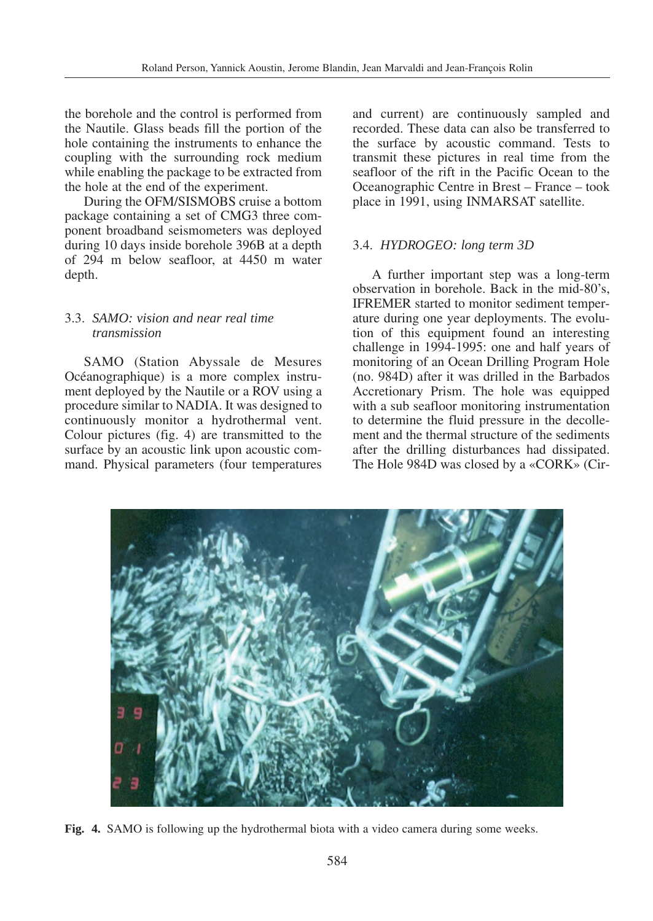the borehole and the control is performed from the Nautile. Glass beads fill the portion of the hole containing the instruments to enhance the coupling with the surrounding rock medium while enabling the package to be extracted from the hole at the end of the experiment.

During the OFM/SISMOBS cruise a bottom package containing a set of CMG3 three component broadband seismometers was deployed during 10 days inside borehole 396B at a depth of 294 m below seafloor, at 4450 m water depth.

### 3.3. *SAMO: vision and near real time transmission*

SAMO (Station Abyssale de Mesures Océanographique) is a more complex instrument deployed by the Nautile or a ROV using a procedure similar to NADIA. It was designed to continuously monitor a hydrothermal vent. Colour pictures (fig. 4) are transmitted to the surface by an acoustic link upon acoustic command. Physical parameters (four temperatures and current) are continuously sampled and recorded. These data can also be transferred to the surface by acoustic command. Tests to transmit these pictures in real time from the seafloor of the rift in the Pacific Ocean to the Oceanographic Centre in Brest – France – took place in 1991, using INMARSAT satellite.

### 3.4. *HYDROGEO: long term 3D*

A further important step was a long-term observation in borehole. Back in the mid-80's, IFREMER started to monitor sediment temperature during one year deployments. The evolution of this equipment found an interesting challenge in 1994-1995: one and half years of monitoring of an Ocean Drilling Program Hole (no. 984D) after it was drilled in the Barbados Accretionary Prism. The hole was equipped with a sub seafloor monitoring instrumentation to determine the fluid pressure in the decollement and the thermal structure of the sediments after the drilling disturbances had dissipated. The Hole 984D was closed by a «CORK» (Cir-

**Fig. 4.** SAMO is following up the hydrothermal biota with a video camera during some weeks.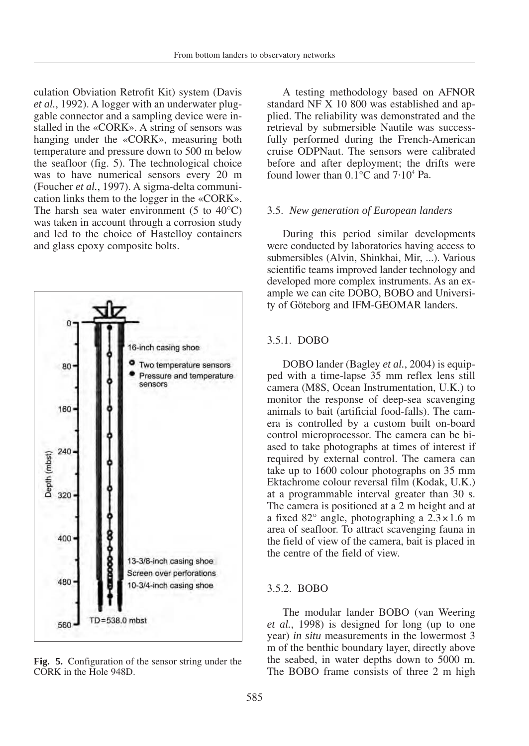culation Obviation Retrofit Kit) system (Davis *et al.*, 1992). A logger with an underwater pluggable connector and a sampling device were installed in the «CORK». A string of sensors was hanging under the «CORK», measuring both temperature and pressure down to 500 m below the seafloor (fig. 5). The technological choice was to have numerical sensors every 20 m (Foucher *et al.*, 1997). A sigma-delta communication links them to the logger in the «CORK». The harsh sea water environment (5 to 40°C) was taken in account through a corrosion study and led to the choice of Hastelloy containers and glass epoxy composite bolts.

**Fig. 5.** Configuration of the sensor string under the CORK in the Hole 948D.

A testing methodology based on AFNOR standard NF X 10 800 was established and applied. The reliability was demonstrated and the retrieval by submersible Nautile was successfully performed during the French-American cruise ODPNaut. The sensors were calibrated before and after deployment; the drifts were found lower than 0.1°C and $7 \cdot 10^4$ Pa.

### 3.5. *New generation of European landers*

During this period similar developments were conducted by laboratories having access to submersibles (Alvin, Shinkhai, Mir, ...). Various scientific teams improved lander technology and developed more complex instruments. As an example we can cite DOBO, BOBO and University of Göteborg and IFM-GEOMAR landers.

#### 3.5.1. DOBO

DOBO lander (Bagley *et al.*, 2004) is equipped with a time-lapse 35 mm reflex lens still camera (M8S, Ocean Instrumentation, U.K.) to monitor the response of deep-sea scavenging animals to bait (artificial food-falls). The camera is controlled by a custom built on-board control microprocessor. The camera can be biased to take photographs at times of interest if required by external control. The camera can take up to 1600 colour photographs on 35 mm Ektachrome colour reversal film (Kodak, U.K.) at a programmable interval greater than 30 s. The camera is positioned at a 2 m height and at a fixed 82° angle, photographing a 2.3×1.6 m area of seafloor. To attract scavenging fauna in the field of view of the camera, bait is placed in the centre of the field of view.

#### 3.5.2. BOBO

The modular lander BOBO (van Weering *et al.*, 1998) is designed for long (up to one year) *in situ* measurements in the lowermost 3 m of the benthic boundary layer, directly above the seabed, in water depths down to 5000 m. The BOBO frame consists of three 2 m high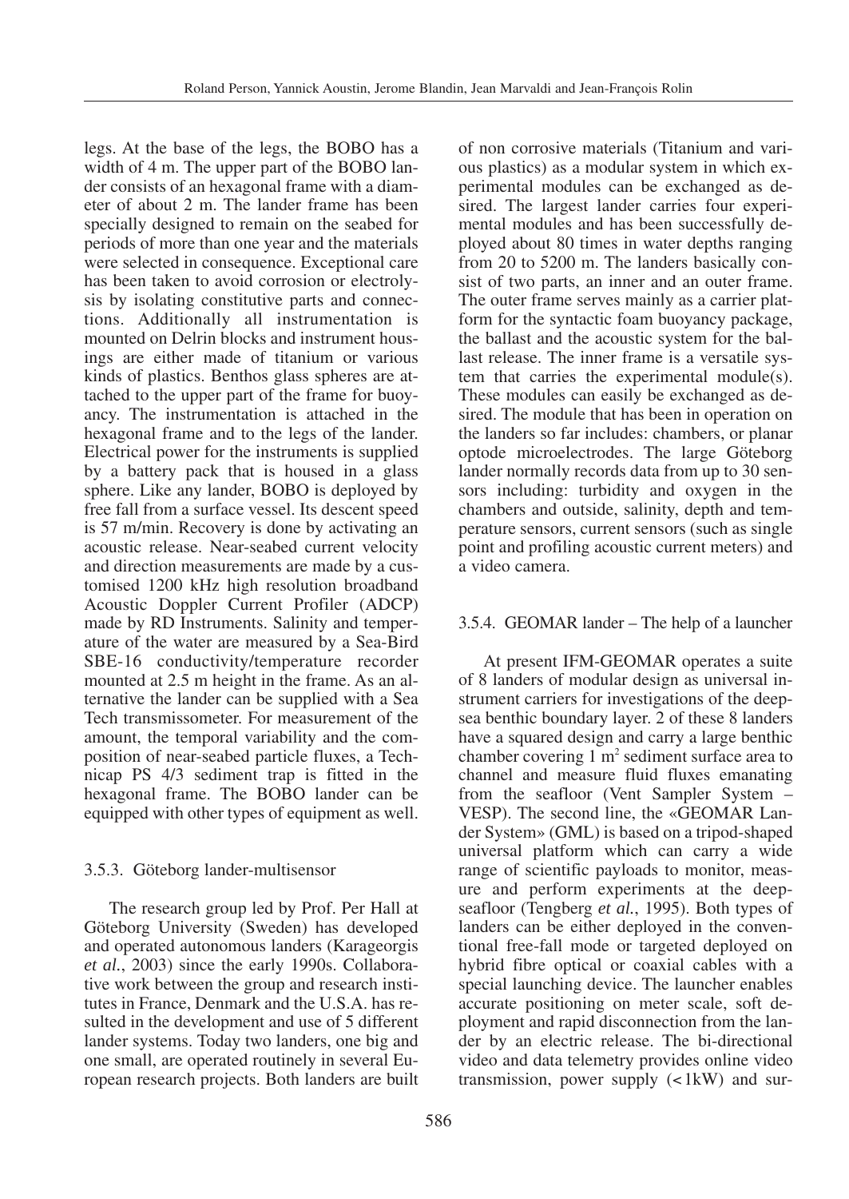legs. At the base of the legs, the BOBO has a width of 4 m. The upper part of the BOBO lander consists of an hexagonal frame with a diameter of about 2 m. The lander frame has been specially designed to remain on the seabed for periods of more than one year and the materials were selected in consequence. Exceptional care has been taken to avoid corrosion or electrolysis by isolating constitutive parts and connections. Additionally all instrumentation is mounted on Delrin blocks and instrument housings are either made of titanium or various kinds of plastics. Benthos glass spheres are attached to the upper part of the frame for buoyancy. The instrumentation is attached in the hexagonal frame and to the legs of the lander. Electrical power for the instruments is supplied by a battery pack that is housed in a glass sphere. Like any lander, BOBO is deployed by free fall from a surface vessel. Its descent speed is 57 m/min. Recovery is done by activating an acoustic release. Near-seabed current velocity and direction measurements are made by a customised 1200 kHz high resolution broadband Acoustic Doppler Current Profiler (ADCP) made by RD Instruments. Salinity and temperature of the water are measured by a Sea-Bird SBE-16 conductivity/temperature recorder mounted at 2.5 m height in the frame. As an alternative the lander can be supplied with a Sea Tech transmissometer. For measurement of the amount, the temporal variability and the composition of near-seabed particle fluxes, a Technicap PS 4/3 sediment trap is fitted in the hexagonal frame. The BOBO lander can be equipped with other types of equipment as well.

### 3.5.3. Göteborg lander-multisensor

The research group led by Prof. Per Hall at Göteborg University (Sweden) has developed and operated autonomous landers (Karageorgis *et al.*, 2003) since the early 1990s. Collaborative work between the group and research institutes in France, Denmark and the U.S.A. has resulted in the development and use of 5 different lander systems. Today two landers, one big and one small, are operated routinely in several European research projects. Both landers are built of non corrosive materials (Titanium and various plastics) as a modular system in which experimental modules can be exchanged as desired. The largest lander carries four experimental modules and has been successfully deployed about 80 times in water depths ranging from 20 to 5200 m. The landers basically consist of two parts, an inner and an outer frame. The outer frame serves mainly as a carrier platform for the syntactic foam buoyancy package, the ballast and the acoustic system for the ballast release. The inner frame is a versatile system that carries the experimental module(s). These modules can easily be exchanged as desired. The module that has been in operation on the landers so far includes: chambers, or planar optode microelectrodes. The large Göteborg lander normally records data from up to 30 sensors including: turbidity and oxygen in the chambers and outside, salinity, depth and temperature sensors, current sensors (such as single point and profiling acoustic current meters) and a video camera.

### 3.5.4. GEOMAR lander – The help of a launcher

At present IFM-GEOMAR operates a suite of 8 landers of modular design as universal instrument carriers for investigations of the deep-sea benthic boundary layer. 2 of these 8 landers have a squared design and carry a large benthic chamber covering 1 $m^2$ sediment surface area to channel and measure fluid fluxes emanating from the seafloor (Vent Sampler System – VESP). The second line, the «GEOMAR Lander System» (GML) is based on a tripod-shaped universal platform which can carry a wide range of scientific payloads to monitor, measure and perform experiments at the deep-seafloor (Tengberg *et al.*, 1995). Both types of landers can be either deployed in the conventional free-fall mode or targeted deployed on hybrid fibre optical or coaxial cables with a special launching device. The launcher enables accurate positioning on meter scale, soft deployment and rapid disconnection from the lander by an electric release. The bi-directional video and data telemetry provides online video transmission, power supply (< 1kW) and sur-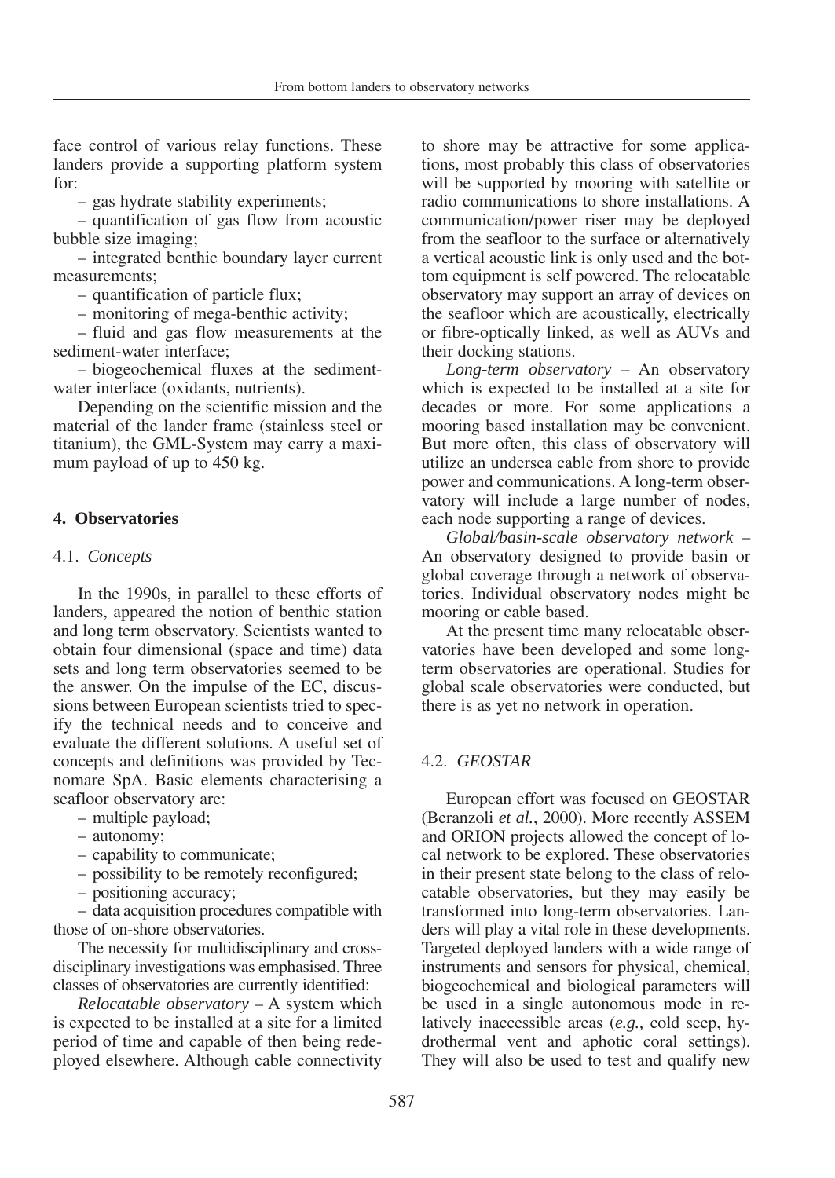face control of various relay functions. These landers provide a supporting platform system for:

– gas hydrate stability experiments;

– quantification of gas flow from acoustic bubble size imaging;

– integrated benthic boundary layer current measurements;

– quantification of particle flux;

– monitoring of mega-benthic activity;

– fluid and gas flow measurements at the sediment-water interface;

– biogeochemical fluxes at the sediment-water interface (oxidants, nutrients).

Depending on the scientific mission and the material of the lander frame (stainless steel or titanium), the GML-System may carry a maximum payload of up to 450 kg.

## 4. Observatories

### 4.1. *Concepts*

In the 1990s, in parallel to these efforts of landers, appeared the notion of benthic station and long term observatory. Scientists wanted to obtain four dimensional (space and time) data sets and long term observatories seemed to be the answer. On the impulse of the EC, discussions between European scientists tried to specify the technical needs and to conceive and evaluate the different solutions. A useful set of concepts and definitions was provided by Tecnomare SpA. Basic elements characterising a seafloor observatory are:

– multiple payload;

– autonomy;

– capability to communicate;

– possibility to be remotely reconfigured;

– positioning accuracy;

– data acquisition procedures compatible with those of on-shore observatories.

The necessity for multidisciplinary and cross-disciplinary investigations was emphasised. Three classes of observatories are currently identified:

*Relocatable observatory* – A system which is expected to be installed at a site for a limited period of time and capable of then being redeployed elsewhere. Although cable connectivity to shore may be attractive for some applications, most probably this class of observatories will be supported by mooring with satellite or radio communications to shore installations. A communication/power riser may be deployed from the seafloor to the surface or alternatively a vertical acoustic link is only used and the bottom equipment is self powered. The relocatable observatory may support an array of devices on the seafloor which are acoustically, electrically or fibre-optically linked, as well as AUVs and their docking stations.

*Long-term observatory* – An observatory which is expected to be installed at a site for decades or more. For some applications a mooring based installation may be convenient. But more often, this class of observatory will utilize an undersea cable from shore to provide power and communications. A long-term observatory will include a large number of nodes, each node supporting a range of devices.

*Global/basin-scale observatory network* – An observatory designed to provide basin or global coverage through a network of observatories. Individual observatory nodes might be mooring or cable based.

At the present time many relocatable observatories have been developed and some long-term observatories are operational. Studies for global scale observatories were conducted, but there is as yet no network in operation.

### 4.2. *GEOSTAR*

European effort was focused on GEOSTAR (Beranzoli *et al.*, 2000). More recently ASSEM and ORION projects allowed the concept of local network to be explored. These observatories in their present state belong to the class of relocatable observatories, but they may easily be transformed into long-term observatories. Landers will play a vital role in these developments. Targeted deployed landers with a wide range of instruments and sensors for physical, chemical, biogeochemical and biological parameters will be used in a single autonomous mode in relatively inaccessible areas (*e.g.,* cold seep, hydrothermal vent and aphotic coral settings). They will also be used to test and qualify new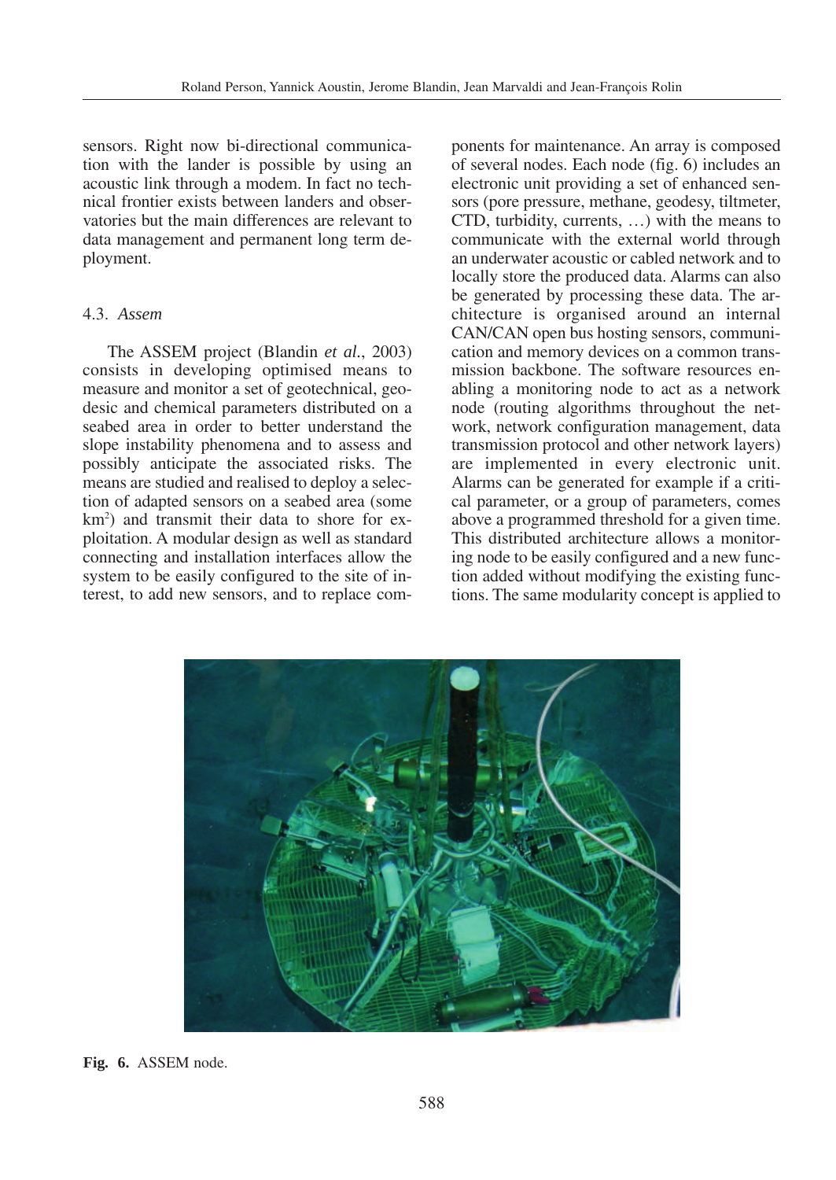sensors. Right now bi-directional communication with the lander is possible by using an acoustic link through a modem. In fact no technical frontier exists between landers and observatories but the main differences are relevant to data management and permanent long term deployment.

### 4.3. *Assem*

The ASSEM project (Blandin *et al.*, 2003) consists in developing optimised means to measure and monitor a set of geotechnical, geodesic and chemical parameters distributed on a seabed area in order to better understand the slope instability phenomena and to assess and possibly anticipate the associated risks. The means are studied and realised to deploy a selection of adapted sensors on a seabed area (some $km^2$) and transmit their data to shore for exploitation. A modular design as well as standard connecting and installation interfaces allow the system to be easily configured to the site of interest, to add new sensors, and to replace components for maintenance. An array is composed of several nodes. Each node (fig. 6) includes an electronic unit providing a set of enhanced sensors (pore pressure, methane, geodesy, tiltmeter, CTD, turbidity, currents, …) with the means to communicate with the external world through an underwater acoustic or cabled network and to locally store the produced data. Alarms can also be generated by processing these data. The architecture is organised around an internal CAN/CAN open bus hosting sensors, communication and memory devices on a common transmission backbone. The software resources enabling a monitoring node to act as a network node (routing algorithms throughout the network, network configuration management, data transmission protocol and other network layers) are implemented in every electronic unit. Alarms can be generated for example if a critical parameter, or a group of parameters, comes above a programmed threshold for a given time. This distributed architecture allows a monitoring node to be easily configured and a new function added without modifying the existing functions. The same modularity concept is applied to

**Fig. 6.** ASSEM node.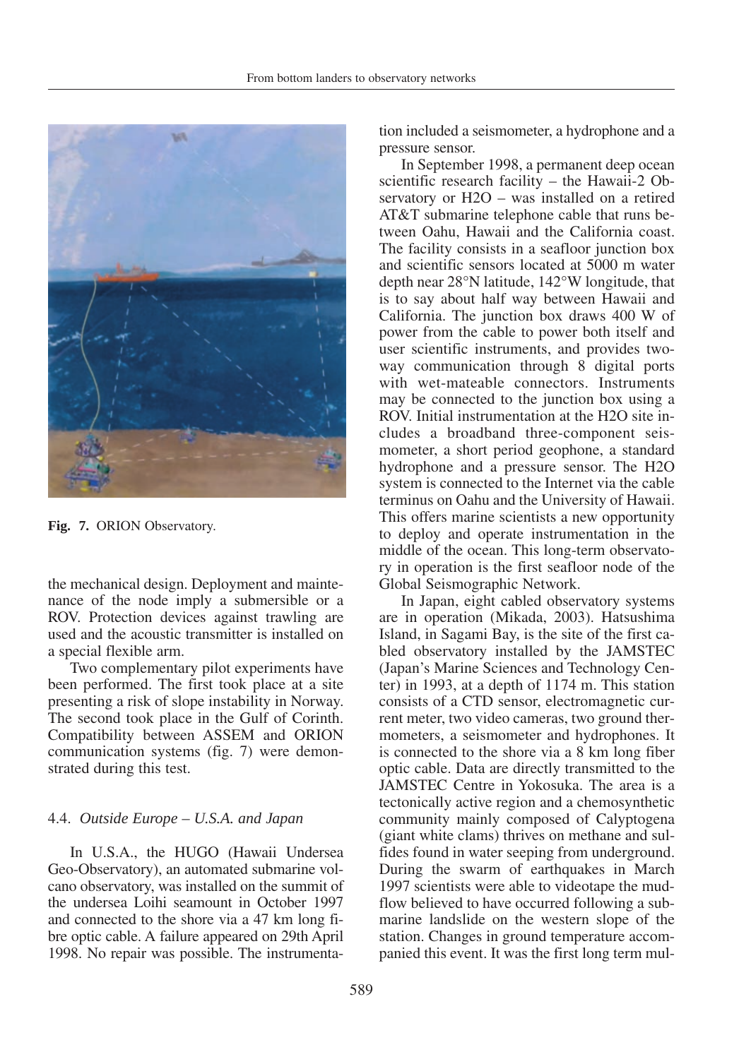Fig. 7. ORION Observatory.

the mechanical design. Deployment and maintenance of the node imply a submersible or a ROV. Protection devices against trawling are used and the acoustic transmitter is installed on a special flexible arm.

Two complementary pilot experiments have been performed. The first took place at a site presenting a risk of slope instability in Norway. The second took place in the Gulf of Corinth. Compatibility between ASSEM and ORION communication systems (fig. 7) were demonstrated during this test.

### 4.4. *Outside Europe – U.S.A. and Japan*

In U.S.A., the HUGO (Hawaii Undersea Geo-Observatory), an automated submarine volcano observatory, was installed on the summit of the undersea Loihi seamount in October 1997 and connected to the shore via a 47 km long fibre optic cable. A failure appeared on 29th April 1998. No repair was possible. The instrumentation included a seismometer, a hydrophone and a pressure sensor.

In September 1998, a permanent deep ocean scientific research facility – the Hawaii-2 Observatory or H2O – was installed on a retired AT&T submarine telephone cable that runs between Oahu, Hawaii and the California coast. The facility consists in a seafloor junction box and scientific sensors located at 5000 m water depth near 28°N latitude, 142°W longitude, that is to say about half way between Hawaii and California. The junction box draws 400 W of power from the cable to power both itself and user scientific instruments, and provides two-way communication through 8 digital ports with wet-mateable connectors. Instruments may be connected to the junction box using a ROV. Initial instrumentation at the H2O site includes a broadband three-component seismometer, a short period geophone, a standard hydrophone and a pressure sensor. The H2O system is connected to the Internet via the cable terminus on Oahu and the University of Hawaii. This offers marine scientists a new opportunity to deploy and operate instrumentation in the middle of the ocean. This long-term observatory in operation is the first seafloor node of the Global Seismographic Network.

In Japan, eight cabled observatory systems are in operation (Mikada, 2003). Hatsushima Island, in Sagami Bay, is the site of the first cabled observatory installed by the JAMSTEC (Japan's Marine Sciences and Technology Center) in 1993, at a depth of 1174 m. This station consists of a CTD sensor, electromagnetic current meter, two video cameras, two ground thermometers, a seismometer and hydrophones. It is connected to the shore via a 8 km long fiber optic cable. Data are directly transmitted to the JAMSTEC Centre in Yokosuka. The area is a tectonically active region and a chemosynthetic community mainly composed of Calyptogena (giant white clams) thrives on methane and sulfides found in water seeping from underground. During the swarm of earthquakes in March 1997 scientists were able to videotape the mudflow believed to have occurred following a submarine landslide on the western slope of the station. Changes in ground temperature accompanied this event. It was the first long term mul-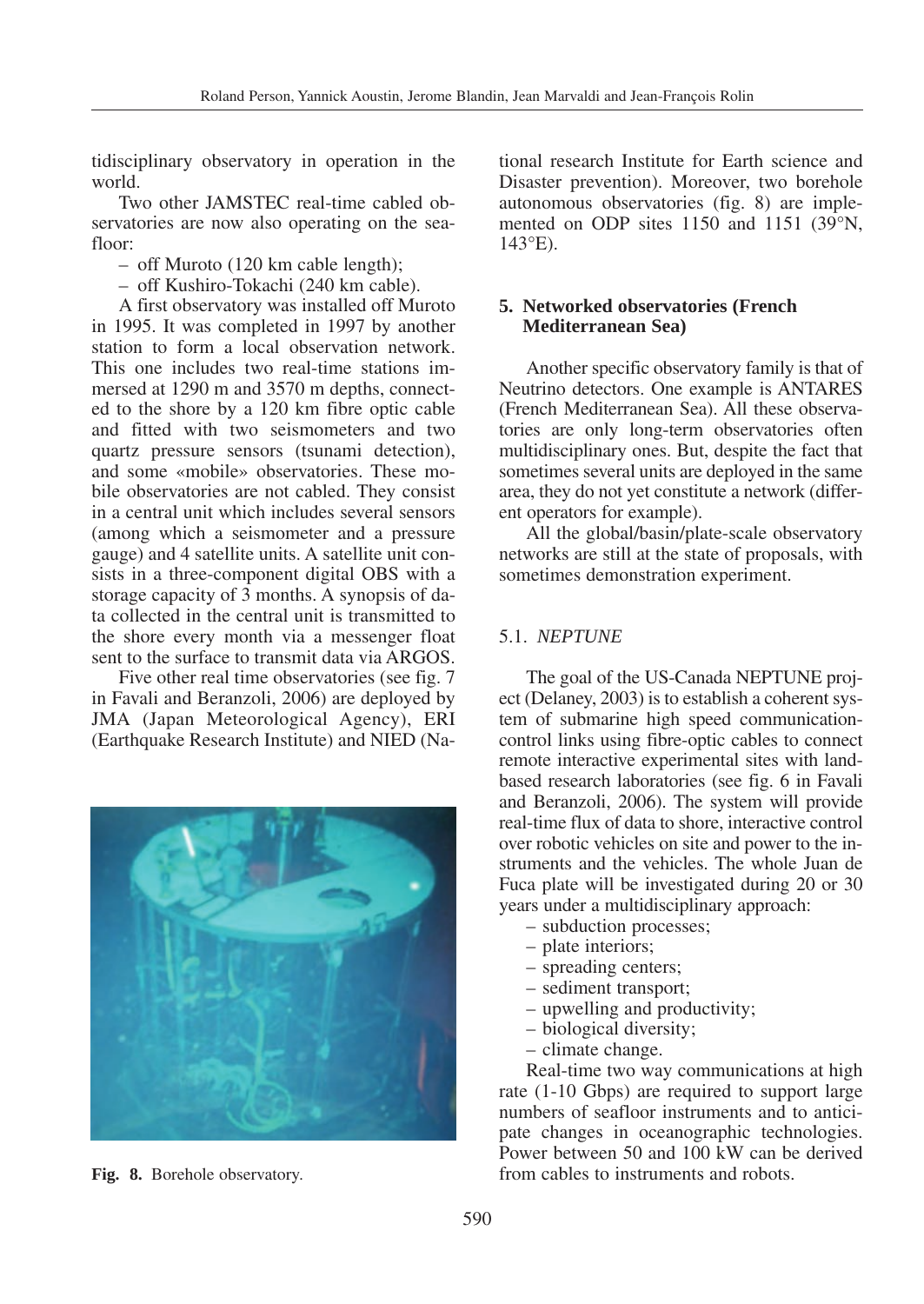tidisciplinary observatory in operation in the world.

Two other JAMSTEC real-time cabled observatories are now also operating on the seafloor:

– off Muroto (120 km cable length);
– off Kushiro-Tokachi (240 km cable).

A first observatory was installed off Muroto in 1995. It was completed in 1997 by another station to form a local observation network. This one includes two real-time stations immersed at 1290 m and 3570 m depths, connected to the shore by a 120 km fibre optic cable and fitted with two seismometers and two quartz pressure sensors (tsunami detection), and some «mobile» observatories. These mobile observatories are not cabled. They consist in a central unit which includes several sensors (among which a seismometer and a pressure gauge) and 4 satellite units. A satellite unit consists in a three-component digital OBS with a storage capacity of 3 months. A synopsis of data collected in the central unit is transmitted to the shore every month via a messenger float sent to the surface to transmit data via ARGOS.

Five other real time observatories (see fig. 7 in Favali and Beranzoli, 2006) are deployed by JMA (Japan Meteorological Agency), ERI (Earthquake Research Institute) and NIED (National research Institute for Earth science and Disaster prevention). Moreover, two borehole autonomous observatories (fig. 8) are implemented on ODP sites 1150 and 1151 (39°N, 143°E).

**Fig. 8.** Borehole observatory.

## 5. Networked observatories (French Mediterranean Sea)

Another specific observatory family is that of Neutrino detectors. One example is ANTARES (French Mediterranean Sea). All these observatories are only long-term observatories often multidisciplinary ones. But, despite the fact that sometimes several units are deployed in the same area, they do not yet constitute a network (different operators for example).

All the global/basin/plate-scale observatory networks are still at the state of proposals, with sometimes demonstration experiment.

### 5.1. *NEPTUNE*

The goal of the US-Canada NEPTUNE project (Delaney, 2003) is to establish a coherent system of submarine high speed communication-control links using fibre-optic cables to connect remote interactive experimental sites with land-based research laboratories (see fig. 6 in Favali and Beranzoli, 2006). The system will provide real-time flux of data to shore, interactive control over robotic vehicles on site and power to the instruments and the vehicles. The whole Juan de Fuca plate will be investigated during 20 or 30 years under a multidisciplinary approach:

– subduction processes;
– plate interiors;
– spreading centers;
– sediment transport;
– upwelling and productivity;
– biological diversity;
– climate change.

Real-time two way communications at high rate (1-10 Gbps) are required to support large numbers of seafloor instruments and to anticipate changes in oceanographic technologies. Power between 50 and 100 kW can be derived from cables to instruments and robots.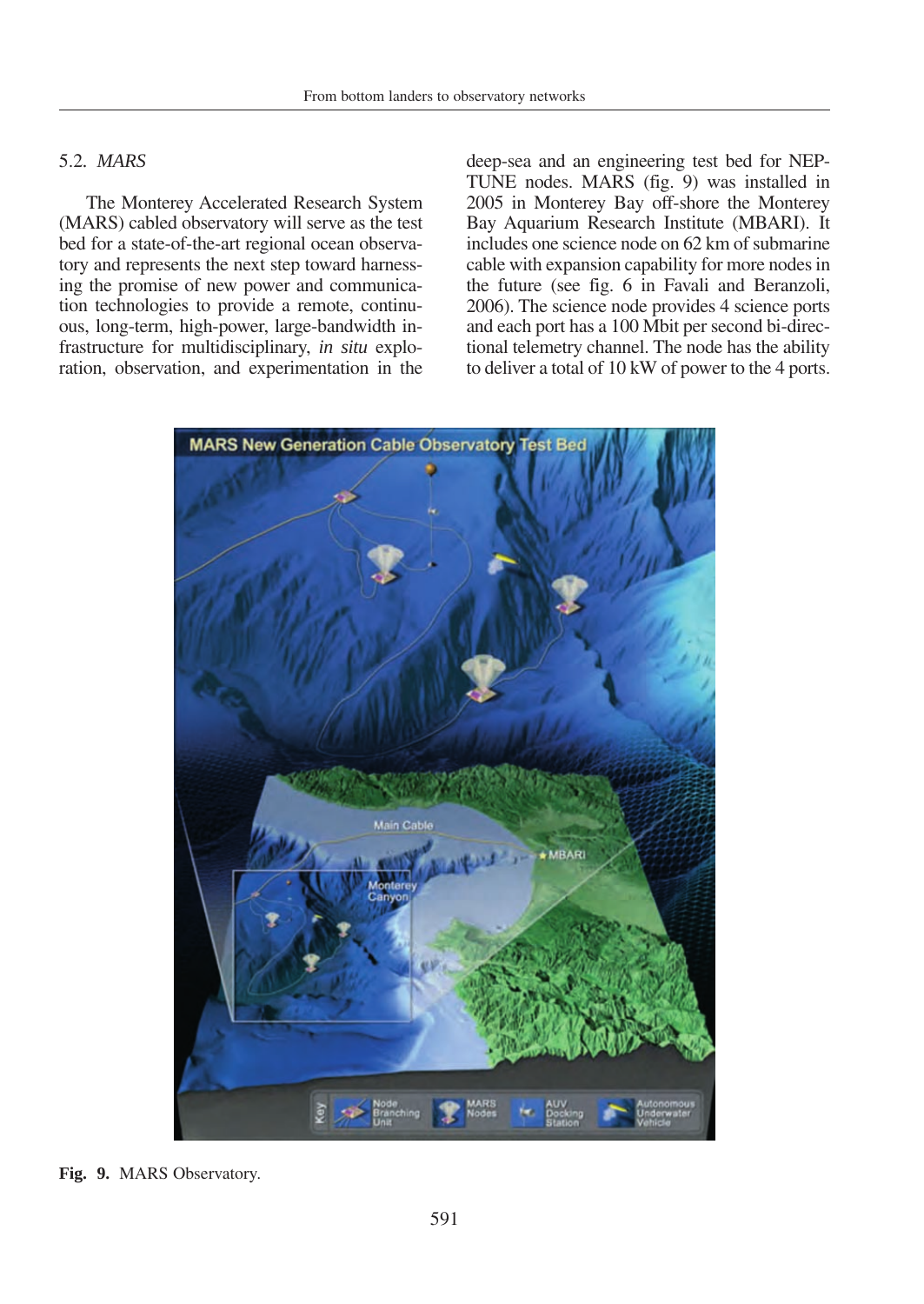### 5.2. *MARS*

The Monterey Accelerated Research System (MARS) cabled observatory will serve as the test bed for a state-of-the-art regional ocean observatory and represents the next step toward harnessing the promise of new power and communication technologies to provide a remote, continuous, long-term, high-power, large-bandwidth infrastructure for multidisciplinary, *in situ* exploration, observation, and experimentation in the deep-sea and an engineering test bed for NEPTUNE nodes. MARS (fig. 9) was installed in 2005 in Monterey Bay off-shore the Monterey Bay Aquarium Research Institute (MBARI). It includes one science node on 62 km of submarine cable with expansion capability for more nodes in the future (see fig. 6 in Favali and Beranzoli, 2006). The science node provides 4 science ports and each port has a 100 Mbit per second bi-directional telemetry channel. The node has the ability to deliver a total of 10 kW of power to the 4 ports.

**Fig. 9.** MARS Observatory.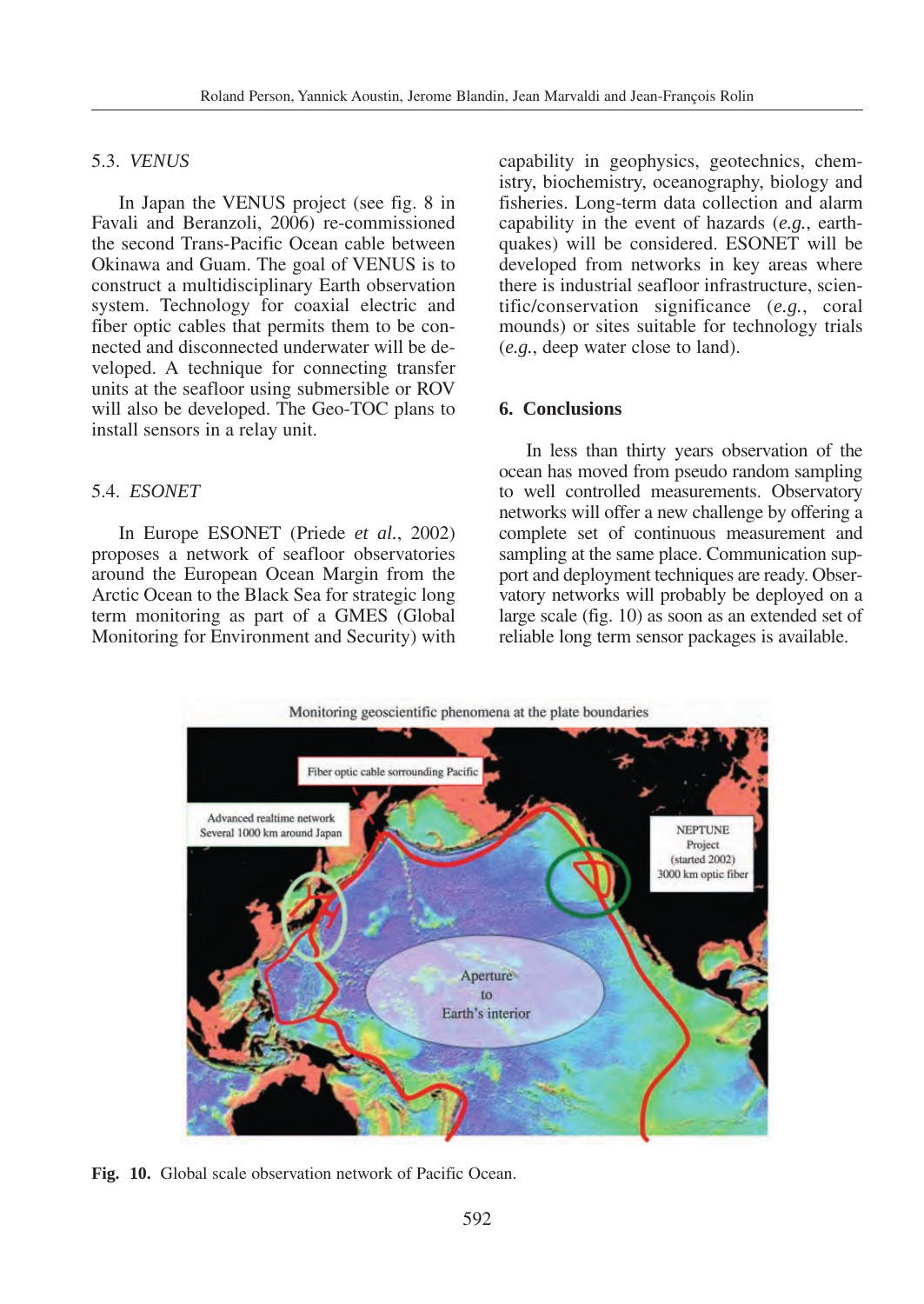### 5.3. *VENUS*

In Japan the VENUS project (see fig. 8 in Favali and Beranzoli, 2006) re-commissioned the second Trans-Pacific Ocean cable between Okinawa and Guam. The goal of VENUS is to construct a multidisciplinary Earth observation system. Technology for coaxial electric and fiber optic cables that permits them to be connected and disconnected underwater will be developed. A technique for connecting transfer units at the seafloor using submersible or ROV will also be developed. The Geo-TOC plans to install sensors in a relay unit.

### 5.4. *ESONET*

In Europe ESONET (Priede *et al.*, 2002) proposes a network of seafloor observatories around the European Ocean Margin from the Arctic Ocean to the Black Sea for strategic long term monitoring as part of a GMES (Global Monitoring for Environment and Security) with capability in geophysics, geotechnics, chemistry, biochemistry, oceanography, biology and fisheries. Long-term data collection and alarm capability in the event of hazards (*e.g.*, earthquakes) will be considered. ESONET will be developed from networks in key areas where there is industrial seafloor infrastructure, scientific/conservation significance (*e.g.*, coral mounds) or sites suitable for technology trials (*e.g.*, deep water close to land).

## 6. Conclusions

In less than thirty years observation of the ocean has moved from pseudo random sampling to well controlled measurements. Observatory networks will offer a new challenge by offering a complete set of continuous measurement and sampling at the same place. Communication support and deployment techniques are ready. Observatory networks will probably be deployed on a large scale (fig. 10) as soon as an extended set of reliable long term sensor packages is available.

**Fig. 10.** Global scale observation network of Pacific Ocean.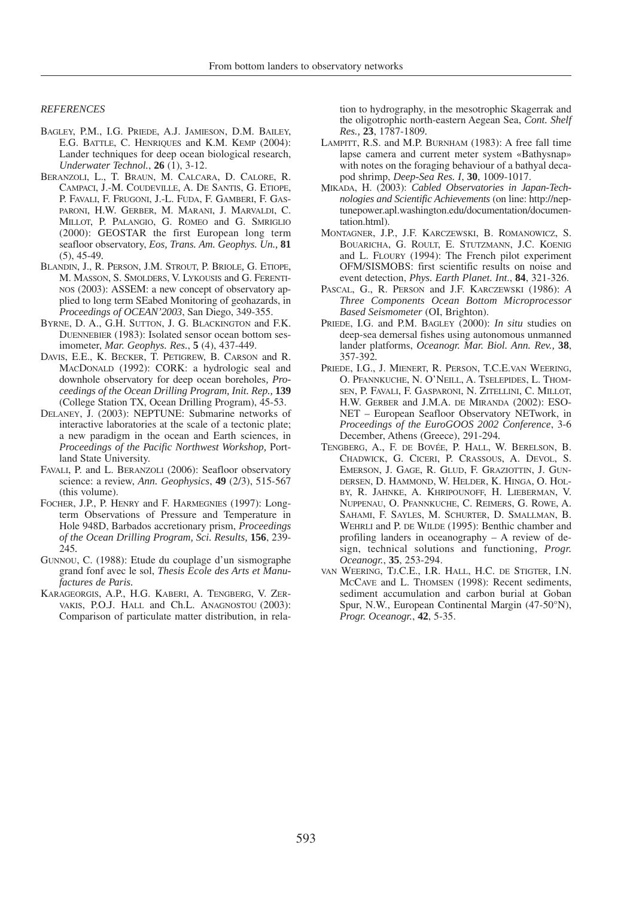*REFERENCES*

BAGLEY, P.M., I.G. PRIEDE, A.J. JAMIESON, D.M. BAILEY, E.G. BATTLE, C. HENRIQUES and K.M. KEMP (2004): Lander techniques for deep ocean biological research, *Underwater Technol.*, **26** (1), 3-12.

BERANZOLI, L., T. BRAUN, M. CALCARA, D. CALORE, R. CAMPACI, J.-M. COUDEVILLE, A. DE SANTIS, G. ETIOPE, P. FAVALI, F. FRUGONI, J.-L. FUDA, F. GAMBERI, F. GASPARONI, H.W. GERBER, M. MARANI, J. MARVALDI, C. MILLOT, P. PALANGIO, G. ROMEO and G. SMRIGLIO (2000): GEOSTAR the first European long term seafloor observatory, *Eos, Trans. Am. Geophys. Un.,* **81** (5), 45-49.

BLANDIN, J., R. PERSON, J.M. STROUT, P. BRIOLE, G. ETIOPE, M. MASSON, S. SMOLDERS, V. LYKOUSIS and G. FERENTINOS (2003): ASSEM: a new concept of observatory applied to long term SEabed Monitoring of geohazards, in *Proceedings of OCEAN'2003*, San Diego, 349-355.

BYRNE, D. A., G.H. SUTTON, J. G. BLACKINGTON and F.K. DUENNEBIER (1983): Isolated sensor ocean bottom sesimometer, *Mar. Geophys. Res.*, **5** (4), 437-449.

DAVIS, E.E., K. BECKER, T. PETIGREW, B. CARSON and R. MACDONALD (1992): CORK: a hydrologic seal and downhole observatory for deep ocean boreholes, *Proceedings of the Ocean Drilling Program, Init. Rep.,* **139** (College Station TX, Ocean Drilling Program), 45-53.

DELANEY, J. (2003): NEPTUNE: Submarine networks of interactive laboratories at the scale of a tectonic plate; a new paradigm in the ocean and Earth sciences, in *Proceedings of the Pacific Northwest Workshop,* Portland State University.

FAVALI, P. and L. BERANZOLI (2006): Seafloor observatory science: a review, *Ann. Geophysics*, **49** (2/3), 515-567 (this volume).

FOCHER, J.P., P. HENRY and F. HARMEGNIES (1997): Long-term Observations of Pressure and Temperature in Hole 948D, Barbados accretionary prism, *Proceedings of the Ocean Drilling Program, Sci. Results,* **156**, 239-245.

GUNNOU, C. (1988): Etude du couplage d'un sismographe grand fonf avec le sol, *Thesis Ecole des Arts et Manufactures de Paris.*

KARAGEORGIS, A.P., H.G. KABERI, A. TENGBERG, V. ZERVAKIS, P.O.J. HALL and Ch.L. ANAGNOSTOU (2003): Comparison of particulate matter distribution, in relation to hydrography, in the mesotrophic Skagerrak and the oligotrophic north-eastern Aegean Sea, *Cont. Shelf Res.,* **23**, 1787-1809.

LAMPITT, R.S. and M.P. BURNHAM (1983): A free fall time lapse camera and current meter system «Bathysnap» with notes on the foraging behaviour of a bathyal decapod shrimp, *Deep-Sea Res. I*, **30**, 1009-1017.

MIKADA, H. (2003): *Cabled Observatories in Japan-Technologies and Scientific Achievements* (on line: http://neptunepower.apl.washington.edu/documentation/documentation.html).

MONTAGNER, J.P., J.F. KARCZEWSKI, B. ROMANOWICZ, S. BOUARICHA, G. ROULT, E. STUTZMANN, J.C. KOENIG and L. FLOURY (1994): The French pilot experiment OFM/SISMOBS: first scientific results on noise and event detection, *Phys. Earth Planet. Int.*, **84**, 321-326.

PASCAL, G., R. PERSON and J.F. KARCZEWSKI (1986): *A Three Components Ocean Bottom Microprocessor Based Seismometer* (OI, Brighton).

PRIEDE, I.G. and P.M. BAGLEY (2000): *In situ* studies on deep-sea demersal fishes using autonomous unmanned lander platforms, *Oceanogr. Mar. Biol. Ann. Rev.,* **38**, 357-392.

PRIEDE, I.G., J. MIENERT, R. PERSON, T.C.E.VAN WEERING, O. PFANNKUCHE, N. O'NEILL, A. TSELEPIDES, L. THOMSEN, P. FAVALI, F. GASPARONI, N. ZITELLINI, C. MILLOT, H.W. GERBER and J.M.A. DE MIRANDA (2002): ESONET – European Seafloor Observatory NETwork, in *Proceedings of the EuroGOOS 2002 Conference*, 3-6 December, Athens (Greece), 291-294.

TENGBERG, A., F. DE BOVÉE, P. HALL, W. BERELSON, B. CHADWICK, G. CICERI, P. CRASSOUS, A. DEVOL, S. EMERSON, J. GAGE, R. GLUD, F. GRAZIOTTIN, J. GUNDERSEN, D. HAMMOND, W. HELDER, K. HINGA, O. HOLBY, R. JAHNKE, A. KHRIPOUNOFF, H. LIEBERMAN, V. NUPPENAU, O. PFANNKUCHE, C. REIMERS, G. ROWE, A. SAHAMI, F. SAYLES, M. SCHURTER, D. SMALLMAN, B. WEHRLI and P. DE WILDE (1995): Benthic chamber and profiling landers in oceanography – A review of design, technical solutions and functioning, *Progr. Oceanogr.*, **35**, 253-294.

VAN WEERING, TJ.C.E., I.R. HALL, H.C. DE STIGTER, I.N. MCCAVE and L. THOMSEN (1998): Recent sediments, sediment accumulation and carbon burial at Goban Spur, N.W., European Continental Margin (47-50°N), *Progr. Oceanogr.*, **42**, 5-35.